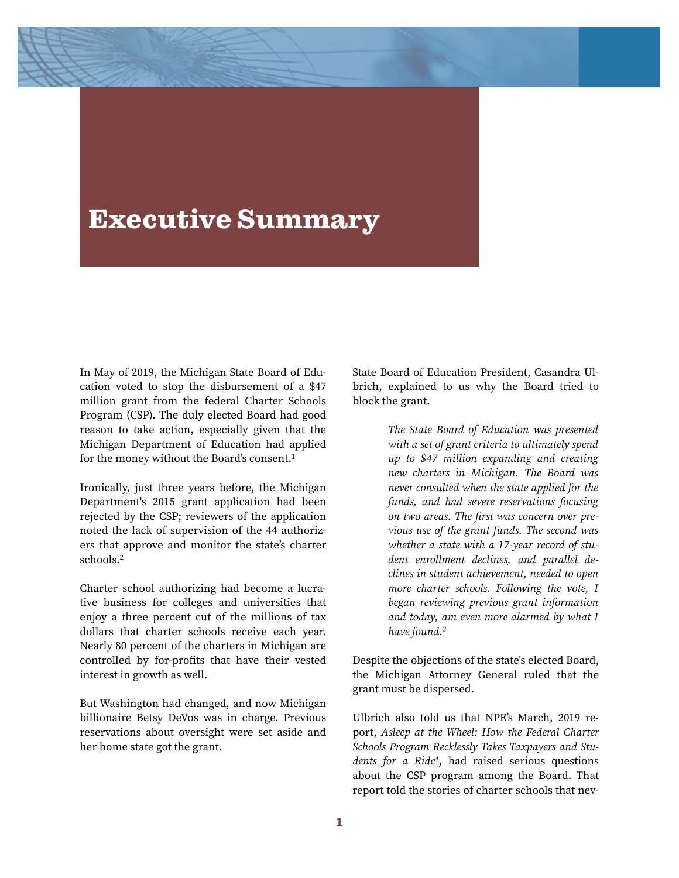# Executive Summary

In May of 2019, the Michigan State Board of Education voted to stop the disbursement of a $47 million grant from the federal Charter Schools Program (CSP). The duly elected Board had good reason to take action, especially given that the Michigan Department of Education had applied for the money without the Board's consent.[1]

Ironically, just three years before, the Michigan Department's 2015 grant application had been rejected by the CSP; reviewers of the application noted the lack of supervision of the 44 authorizers that approve and monitor the state's charter schools.[2]

Charter school authorizing had become a lucrative business for colleges and universities that enjoy a three percent cut of the millions of tax dollars that charter schools receive each year. Nearly 80 percent of the charters in Michigan are controlled by for-profits that have their vested interest in growth as well.

But Washington had changed, and now Michigan billionaire Betsy DeVos was in charge. Previous reservations about oversight were set aside and her home state got the grant.

State Board of Education President, Casandra Ulbrich, explained to us why the Board tried to block the grant.

> *The State Board of Education was presented with a set of grant criteria to ultimately spend up to $47 million expanding and creating new charters in Michigan. The Board was never consulted when the state applied for the funds, and had severe reservations focusing on two areas. The first was concern over previous use of the grant funds. The second was whether a state with a 17-year record of student enrollment declines, and parallel declines in student achievement, needed to open more charter schools. Following the vote, I began reviewing previous grant information and today, am even more alarmed by what I have found.*[3]

Despite the objections of the state's elected Board, the Michigan Attorney General ruled that the grant must be dispersed.

Ulbrich also told us that NPE's March, 2019 report, *Asleep at the Wheel: How the Federal Charter Schools Program Recklessly Takes Taxpayers and Students for a Ride*[4], had raised serious questions about the CSP program among the Board. That report told the stories of charter schools that nev-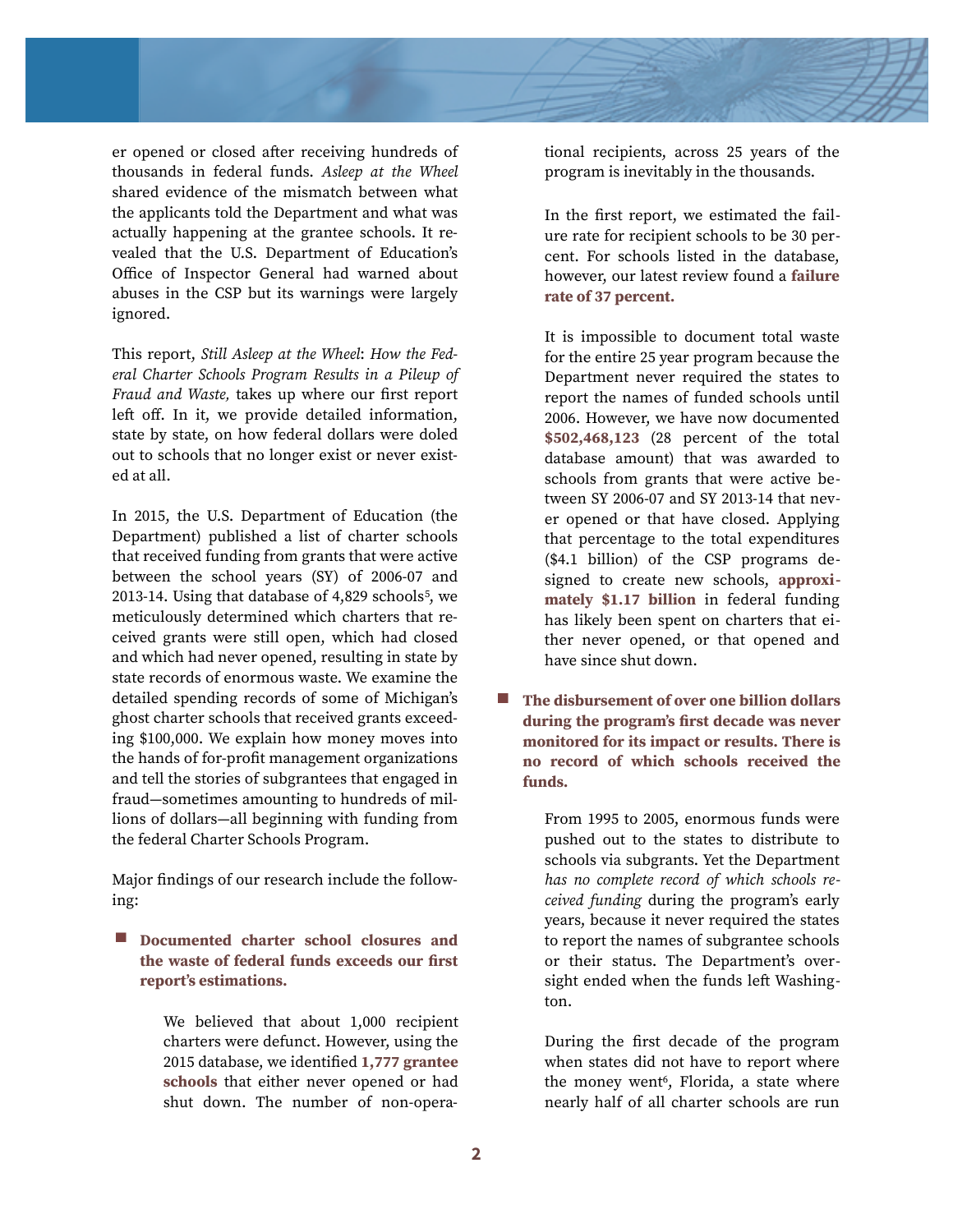er opened or closed after receiving hundreds of thousands in federal funds. *Asleep at the Wheel* shared evidence of the mismatch between what the applicants told the Department and what was actually happening at the grantee schools. It revealed that the U.S. Department of Education's Office of Inspector General had warned about abuses in the CSP but its warnings were largely ignored.

This report, *Still Asleep at the Wheel*: *How the Federal Charter Schools Program Results in a Pileup of Fraud and Waste,* takes up where our first report left off. In it, we provide detailed information, state by state, on how federal dollars were doled out to schools that no longer exist or never existed at all.

In 2015, the U.S. Department of Education (the Department) published a list of charter schools that received funding from grants that were active between the school years (SY) of 2006-07 and 2013-14. Using that database of 4,829 schools[5], we meticulously determined which charters that received grants were still open, which had closed and which had never opened, resulting in state by state records of enormous waste. We examine the detailed spending records of some of Michigan's ghost charter schools that received grants exceeding $100,000. We explain how money moves into the hands of for-profit management organizations and tell the stories of subgrantees that engaged in fraud—sometimes amounting to hundreds of millions of dollars—all beginning with funding from the federal Charter Schools Program.

Major findings of our research include the following:

- **Documented charter school closures and the waste of federal funds exceeds our first report's estimations.**

  We believed that about 1,000 recipient charters were defunct. However, using the 2015 database, we identified **1,777 grantee schools** that either never opened or had shut down. The number of non-operational recipients, across 25 years of the program is inevitably in the thousands.

  In the first report, we estimated the failure rate for recipient schools to be 30 percent. For schools listed in the database, however, our latest review found a **failure rate of 37 percent.**

  It is impossible to document total waste for the entire 25 year program because the Department never required the states to report the names of funded schools until 2006. However, we have now documented **$502,468,123** (28 percent of the total database amount) that was awarded to schools from grants that were active between SY 2006-07 and SY 2013-14 that never opened or that have closed. Applying that percentage to the total expenditures ($4.1 billion) of the CSP programs designed to create new schools, **approximately $1.17 billion** in federal funding has likely been spent on charters that either never opened, or that opened and have since shut down.

- **The disbursement of over one billion dollars during the program's first decade was never monitored for its impact or results. There is no record of which schools received the funds.**

  From 1995 to 2005, enormous funds were pushed out to the states to distribute to schools via subgrants. Yet the Department *has no complete record of which schools received funding* during the program's early years, because it never required the states to report the names of subgrantee schools or their status. The Department's oversight ended when the funds left Washington.

  During the first decade of the program when states did not have to report where the money went[6], Florida, a state where nearly half of all charter schools are run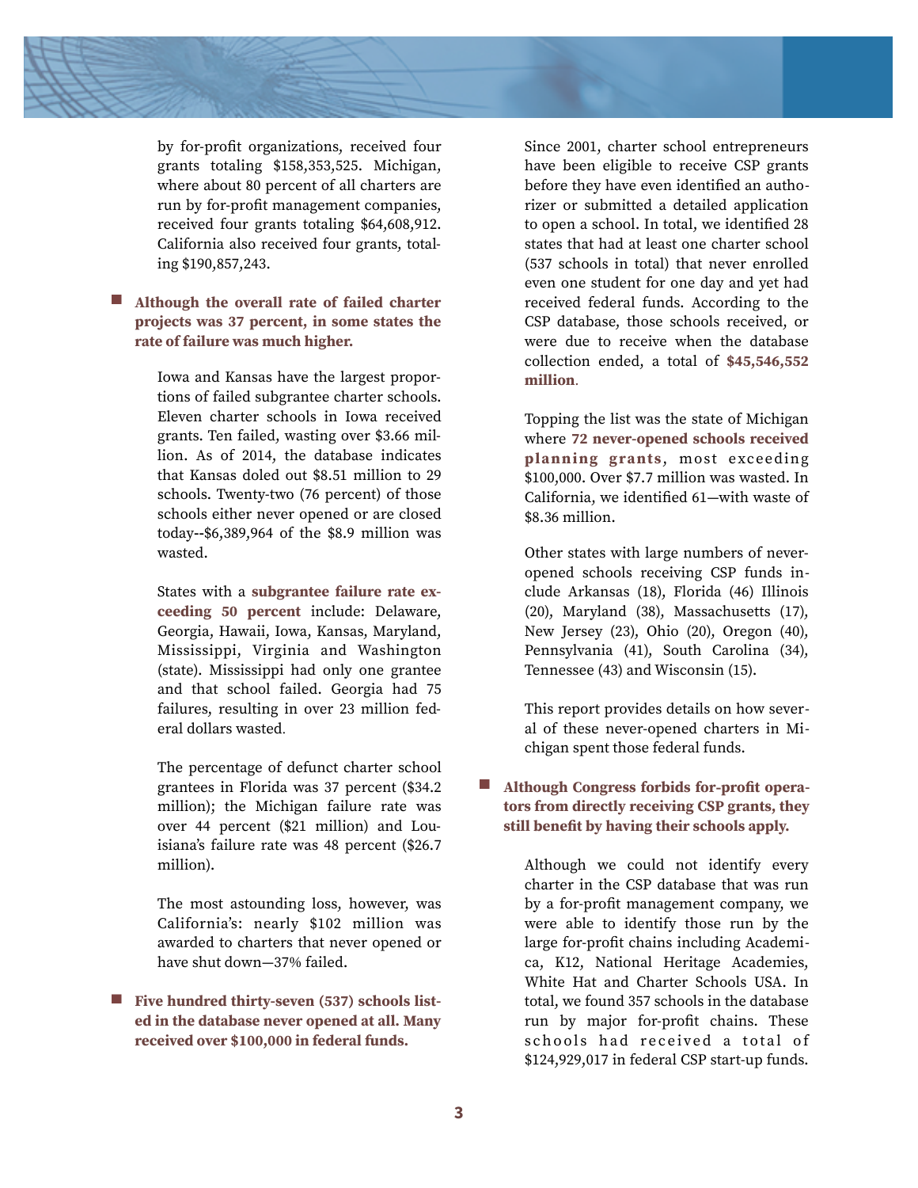by for-profit organizations, received four grants totaling $158,353,525. Michigan, where about 80 percent of all charters are run by for-profit management companies, received four grants totaling $64,608,912. California also received four grants, totaling $190,857,243.

- **Although the overall rate of failed charter projects was 37 percent, in some states the rate of failure was much higher.**

  Iowa and Kansas have the largest proportions of failed subgrantee charter schools. Eleven charter schools in Iowa received grants. Ten failed, wasting over $3.66 million. As of 2014, the database indicates that Kansas doled out $8.51 million to 29 schools. Twenty-two (76 percent) of those schools either never opened or are closed today--$6,389,964 of the $8.9 million was wasted.

  States with a **subgrantee failure rate exceeding 50 percent** include: Delaware, Georgia, Hawaii, Iowa, Kansas, Maryland, Mississippi, Virginia and Washington (state). Mississippi had only one grantee and that school failed. Georgia had 75 failures, resulting in over 23 million federal dollars wasted.

  The percentage of defunct charter school grantees in Florida was 37 percent ($34.2 million); the Michigan failure rate was over 44 percent ($21 million) and Louisiana's failure rate was 48 percent ($26.7 million).

  The most astounding loss, however, was California's: nearly $102 million was awarded to charters that never opened or have shut down—37% failed.

- **Five hundred thirty-seven (537) schools listed in the database never opened at all. Many received over $100,000 in federal funds.**

  Since 2001, charter school entrepreneurs have been eligible to receive CSP grants before they have even identified an authorizer or submitted a detailed application to open a school. In total, we identified 28 states that had at least one charter school (537 schools in total) that never enrolled even one student for one day and yet had received federal funds. According to the CSP database, those schools received, or were due to receive when the database collection ended, a total of **$45,546,552 million**.

  Topping the list was the state of Michigan where **72 never-opened schools received planning grants**, most exceeding $100,000. Over $7.7 million was wasted. In California, we identified 61—with waste of $8.36 million.

  Other states with large numbers of never-opened schools receiving CSP funds include Arkansas (18), Florida (46) Illinois (20), Maryland (38), Massachusetts (17), New Jersey (23), Ohio (20), Oregon (40), Pennsylvania (41), South Carolina (34), Tennessee (43) and Wisconsin (15).

  This report provides details on how several of these never-opened charters in Michigan spent those federal funds.

- **Although Congress forbids for-profit operators from directly receiving CSP grants, they still benefit by having their schools apply.**

  Although we could not identify every charter in the CSP database that was run by a for-profit management company, we were able to identify those run by the large for-profit chains including Academica, K12, National Heritage Academies, White Hat and Charter Schools USA. In total, we found 357 schools in the database run by major for-profit chains. These schools had received a total of $124,929,017 in federal CSP start-up funds.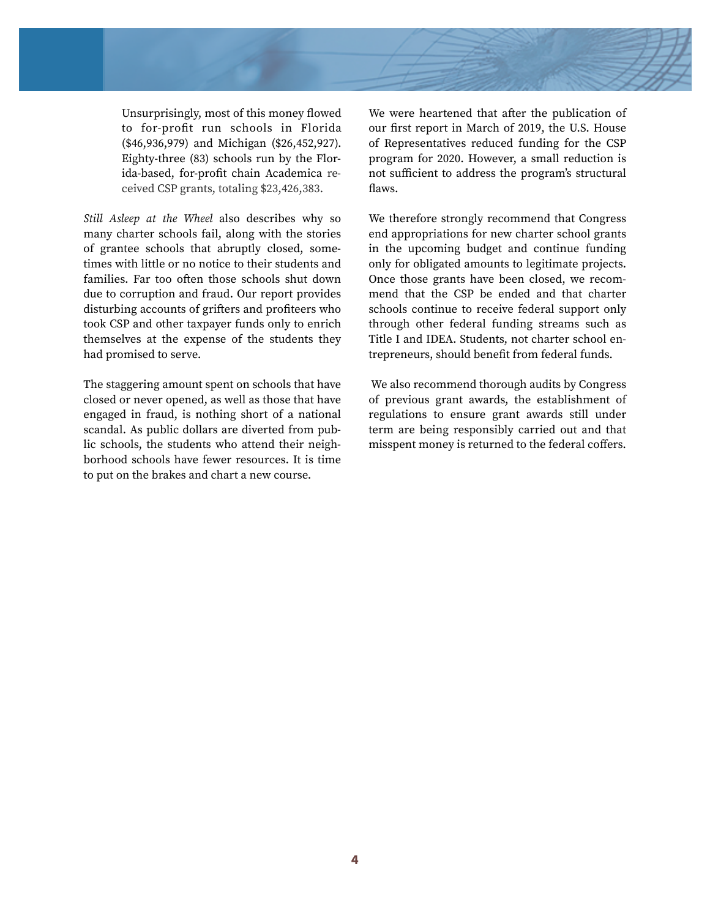Unsurprisingly, most of this money flowed to for-profit run schools in Florida ($46,936,979) and Michigan ($26,452,927). Eighty-three (83) schools run by the Florida-based, for-profit chain Academica received CSP grants, totaling $23,426,383.

*Still Asleep at the Wheel* also describes why so many charter schools fail, along with the stories of grantee schools that abruptly closed, sometimes with little or no notice to their students and families. Far too often those schools shut down due to corruption and fraud. Our report provides disturbing accounts of grifters and profiteers who took CSP and other taxpayer funds only to enrich themselves at the expense of the students they had promised to serve.

The staggering amount spent on schools that have closed or never opened, as well as those that have engaged in fraud, is nothing short of a national scandal. As public dollars are diverted from public schools, the students who attend their neighborhood schools have fewer resources. It is time to put on the brakes and chart a new course.

We were heartened that after the publication of our first report in March of 2019, the U.S. House of Representatives reduced funding for the CSP program for 2020. However, a small reduction is not sufficient to address the program's structural flaws.

We therefore strongly recommend that Congress end appropriations for new charter school grants in the upcoming budget and continue funding only for obligated amounts to legitimate projects. Once those grants have been closed, we recommend that the CSP be ended and that charter schools continue to receive federal support only through other federal funding streams such as Title I and IDEA. Students, not charter school entrepreneurs, should benefit from federal funds.

We also recommend thorough audits by Congress of previous grant awards, the establishment of regulations to ensure grant awards still under term are being responsibly carried out and that misspent money is returned to the federal coffers.